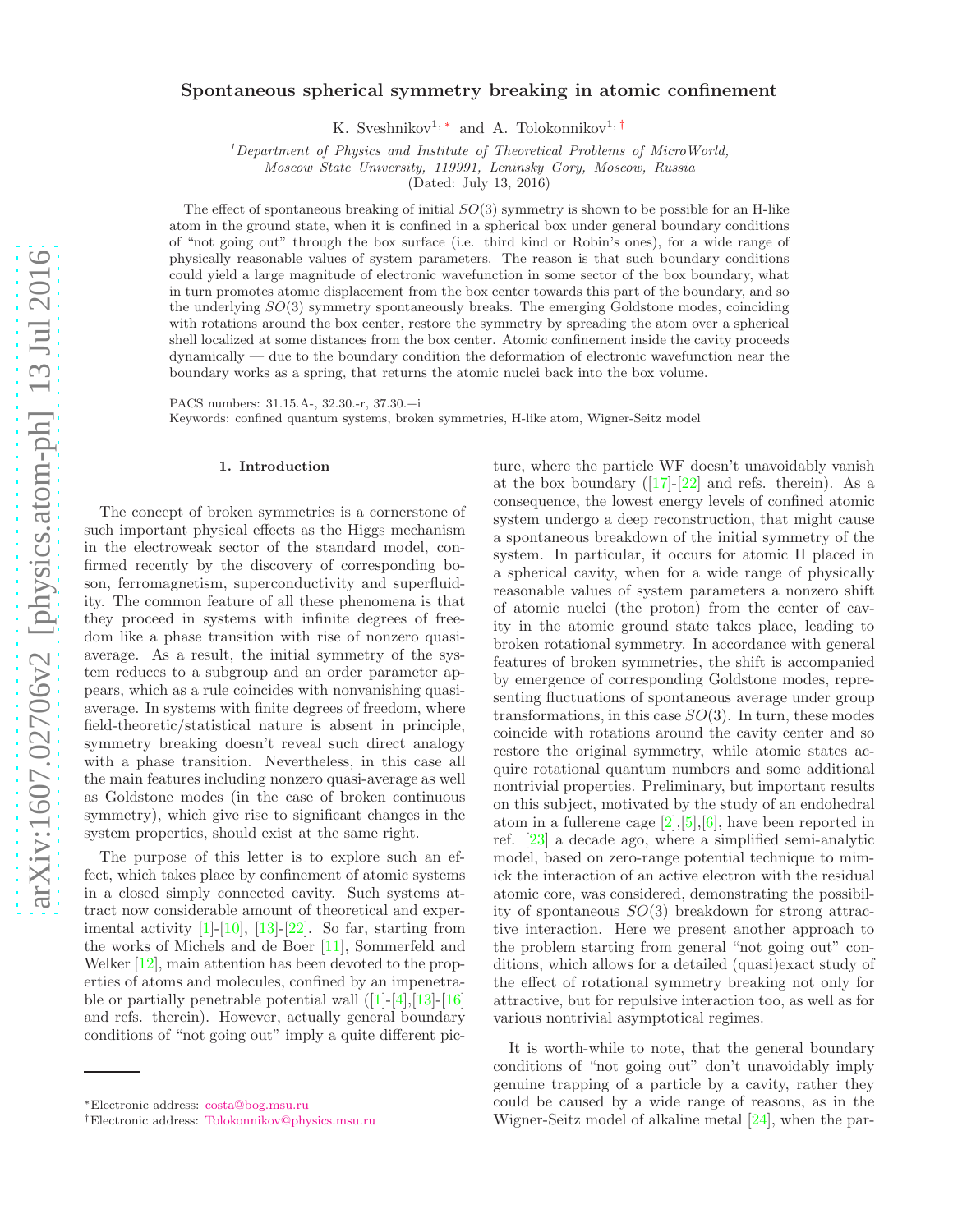# Spontaneous spherical symmetry breaking in atomic confinement

K. Sveshnikov[1,*] and A. Tolokonnikov[1,†]

[1] *Department of Physics and Institute of Theoretical Problems of MicroWorld, Moscow State University, 119991, Leninsky Gory, Moscow, Russia*

(Dated: July 13, 2016)

The effect of spontaneous breaking of initial $SO(3)$ symmetry is shown to be possible for an H-like atom in the ground state, when it is confined in a spherical box under general boundary conditions of "not going out" through the box surface (i.e. third kind or Robin's ones), for a wide range of physically reasonable values of system parameters. The reason is that such boundary conditions could yield a large magnitude of electronic wavefunction in some sector of the box boundary, what in turn promotes atomic displacement from the box center towards this part of the boundary, and so the underlying $SO(3)$ symmetry spontaneously breaks. The emerging Goldstone modes, coinciding with rotations around the box center, restore the symmetry by spreading the atom over a spherical shell localized at some distances from the box center. Atomic confinement inside the cavity proceeds dynamically — due to the boundary condition the deformation of electronic wavefunction near the boundary works as a spring, that returns the atomic nuclei back into the box volume.

PACS numbers: 31.15.A-, 32.30.-r, 37.30.+i

Keywords: confined quantum systems, broken symmetries, H-like atom, Wigner-Seitz model

## 1. Introduction

The concept of broken symmetries is a cornerstone of such important physical effects as the Higgs mechanism in the electroweak sector of the standard model, confirmed recently by the discovery of corresponding boson, ferromagnetism, superconductivity and superfluidity. The common feature of all these phenomena is that they proceed in systems with infinite degrees of freedom like a phase transition with rise of nonzero quasi-average. As a result, the initial symmetry of the system reduces to a subgroup and an order parameter appears, which as a rule coincides with nonvanishing quasi-average. In systems with finite degrees of freedom, where field-theoretic/statistical nature is absent in principle, symmetry breaking doesn't reveal such direct analogy with a phase transition. Nevertheless, in this case all the main features including nonzero quasi-average as well as Goldstone modes (in the case of broken continuous symmetry), which give rise to significant changes in the system properties, should exist at the same right.

The purpose of this letter is to explore such an effect, which takes place by confinement of atomic systems in a closed simply connected cavity. Such systems attract now considerable amount of theoretical and experimental activity [1]-[10], [13]-[22]. So far, starting from the works of Michels and de Boer [11], Sommerfeld and Welker [12], main attention has been devoted to the properties of atoms and molecules, confined by an impenetrable or partially penetrable potential wall ([1]-[4],[13]-[16] and refs. therein). However, actually general boundary conditions of "not going out" imply a quite different picture, where the particle WF doesn't unavoidably vanish at the box boundary ([17]-[22] and refs. therein). As a consequence, the lowest energy levels of confined atomic system undergo a deep reconstruction, that might cause a spontaneous breakdown of the initial symmetry of the system. In particular, it occurs for atomic H placed in a spherical cavity, when for a wide range of physically reasonable values of system parameters a nonzero shift of atomic nuclei (the proton) from the center of cavity in the atomic ground state takes place, leading to broken rotational symmetry. In accordance with general features of broken symmetries, the shift is accompanied by emergence of corresponding Goldstone modes, representing fluctuations of spontaneous average under group transformations, in this case $SO(3)$. In turn, these modes coincide with rotations around the cavity center and so restore the original symmetry, while atomic states acquire rotational quantum numbers and some additional nontrivial properties. Preliminary, but important results on this subject, motivated by the study of an endohedral atom in a fullerene cage [2],[5],[6], have been reported in ref. [23] a decade ago, where a simplified semi-analytic model, based on zero-range potential technique to mimick the interaction of an active electron with the residual atomic core, was considered, demonstrating the possibility of spontaneous $SO(3)$ breakdown for strong attractive interaction. Here we present another approach to the problem starting from general "not going out" conditions, which allows for a detailed (quasi)exact study of the effect of rotational symmetry breaking not only for attractive, but for repulsive interaction too, as well as for various nontrivial asymptotical regimes.

It is worth-while to note, that the general boundary conditions of "not going out" don't unavoidably imply genuine trapping of a particle by a cavity, rather they could be caused by a wide range of reasons, as in the Wigner-Seitz model of alkaline metal [24], when the par-

*Electronic address: costa@bog.msu.ru

†Electronic address: Tolokonnikov@physics.msu.ru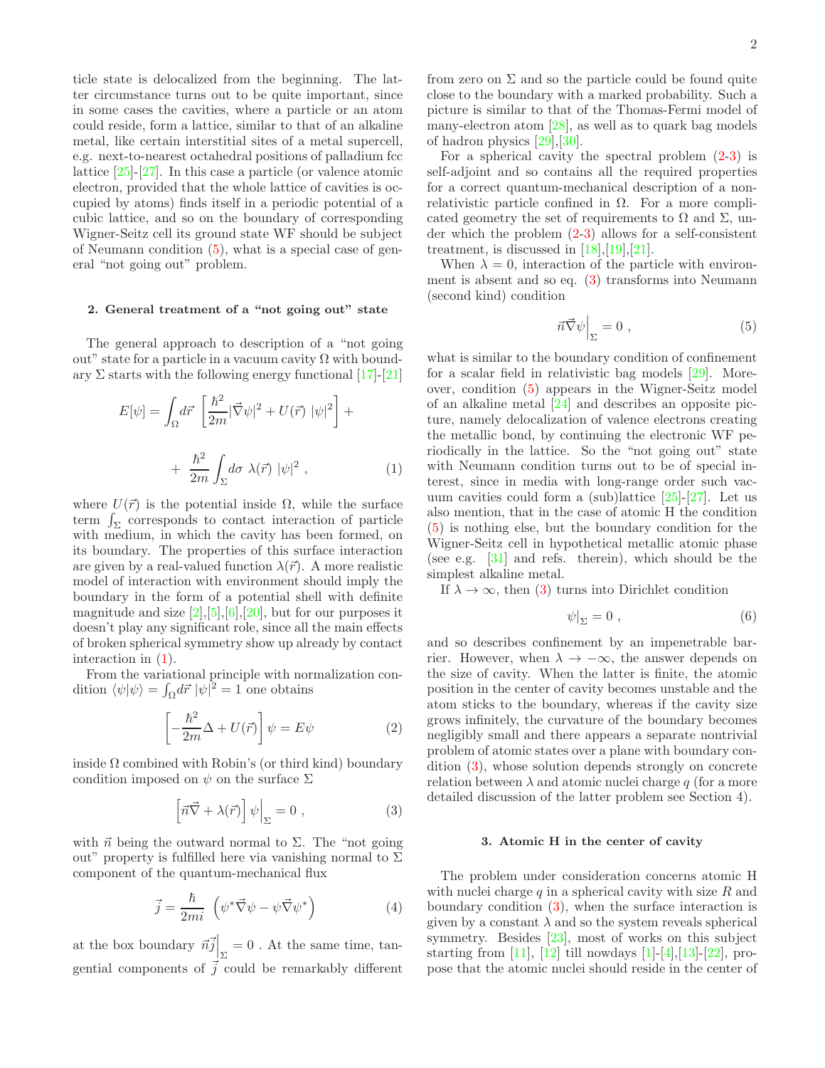ticle state is delocalized from the beginning. The latter circumstance turns out to be quite important, since in some cases the cavities, where a particle or an atom could reside, form a lattice, similar to that of an alkaline metal, like certain interstitial sites of a metal supercell, e.g. next-to-nearest octahedral positions of palladium fcc lattice [25]-[27]. In this case a particle (or valence atomic electron, provided that the whole lattice of cavities is occupied by atoms) finds itself in a periodic potential of a cubic lattice, and so on the boundary of corresponding Wigner-Seitz cell its ground state WF should be subject of Neumann condition (5), what is a special case of general "not going out" problem.

## 2. General treatment of a "not going out" state

The general approach to description of a "not going out" state for a particle in a vacuum cavity $\Omega$ with boundary $\Sigma$ starts with the following energy functional [17]-[21]

$$E[\psi] = \int_\Omega d\vec{r}\ \left[\frac{\hbar^2}{2m}|\vec{\nabla}\psi|^2 + U(\vec{r})\ |\psi|^2\right] + \\ +\ \frac{\hbar^2}{2m}\int_\Sigma d\sigma\ \lambda(\vec{r})\ |\psi|^2\ , \tag{1}$$

where $U(\vec{r})$ is the potential inside $\Omega$, while the surface term $\int_\Sigma$ corresponds to contact interaction of particle with medium, in which the cavity has been formed, on its boundary. The properties of this surface interaction are given by a real-valued function $\lambda(\vec{r})$. A more realistic model of interaction with environment should imply the boundary in the form of a potential shell with definite magnitude and size [2],[5],[6],[20], but for our purposes it doesn't play any significant role, since all the main effects of broken spherical symmetry show up already by contact interaction in (1).

From the variational principle with normalization condition $\langle\psi|\psi\rangle = \int_\Omega d\vec{r}\ |\psi|^2 = 1$ one obtains

$$\left[-\frac{\hbar^2}{2m}\Delta + U(\vec{r})\right]\psi = E\psi \tag{2}$$

inside $\Omega$ combined with Robin's (or third kind) boundary condition imposed on $\psi$ on the surface $\Sigma$

$$\left[\vec{n}\vec{\nabla} + \lambda(\vec{r})\right]\psi\Big|_\Sigma = 0\ , \tag{3}$$

with $\vec{n}$ being the outward normal to $\Sigma$. The "not going out" property is fulfilled here via vanishing normal to $\Sigma$ component of the quantum-mechanical flux

$$\vec{j} = \frac{\hbar}{2mi}\ \left(\psi^*\vec{\nabla}\psi - \psi\vec{\nabla}\psi^*\right) \tag{4}$$

at the box boundary $\vec{n}\vec{j}\Big|_\Sigma = 0$ . At the same time, tangential components of $\vec{j}$ could be remarkably different from zero on $\Sigma$ and so the particle could be found quite close to the boundary with a marked probability. Such a picture is similar to that of the Thomas-Fermi model of many-electron atom [28], as well as to quark bag models of hadron physics [29],[30].

For a spherical cavity the spectral problem (2-3) is self-adjoint and so contains all the required properties for a correct quantum-mechanical description of a non-relativistic particle confined in $\Omega$. For a more complicated geometry the set of requirements to $\Omega$ and $\Sigma$, under which the problem (2-3) allows for a self-consistent treatment, is discussed in [18],[19],[21].

When $\lambda = 0$, interaction of the particle with environment is absent and so eq. (3) transforms into Neumann (second kind) condition

$$\vec{n}\vec{\nabla}\psi\Big|_\Sigma = 0\ , \tag{5}$$

what is similar to the boundary condition of confinement for a scalar field in relativistic bag models [29]. Moreover, condition (5) appears in the Wigner-Seitz model of an alkaline metal [24] and describes an opposite picture, namely delocalization of valence electrons creating the metallic bond, by continuing the electronic WF periodically in the lattice. So the "not going out" state with Neumann condition turns out to be of special interest, since in media with long-range order such vacuum cavities could form a (sub)lattice [25]-[27]. Let us also mention, that in the case of atomic H the condition (5) is nothing else, but the boundary condition for the Wigner-Seitz cell in hypothetical metallic atomic phase (see e.g. [31] and refs. therein), which should be the simplest alkaline metal.

If $\lambda \to \infty$, then (3) turns into Dirichlet condition

$$\psi|_\Sigma = 0\ , \tag{6}$$

and so describes confinement by an impenetrable barrier. However, when $\lambda \to -\infty$, the answer depends on the size of cavity. When the latter is finite, the atomic position in the center of cavity becomes unstable and the atom sticks to the boundary, whereas if the cavity size grows infinitely, the curvature of the boundary becomes negligibly small and there appears a separate nontrivial problem of atomic states over a plane with boundary condition (3), whose solution depends strongly on concrete relation between $\lambda$ and atomic nuclei charge $q$ (for a more detailed discussion of the latter problem see Section 4).

## 3. Atomic H in the center of cavity

The problem under consideration concerns atomic H with nuclei charge $q$ in a spherical cavity with size $R$ and boundary condition (3), when the surface interaction is given by a constant $\lambda$ and so the system reveals spherical symmetry. Besides [23], most of works on this subject starting from [11], [12] till nowdays [1]-[4],[13]-[22], propose that the atomic nuclei should reside in the center of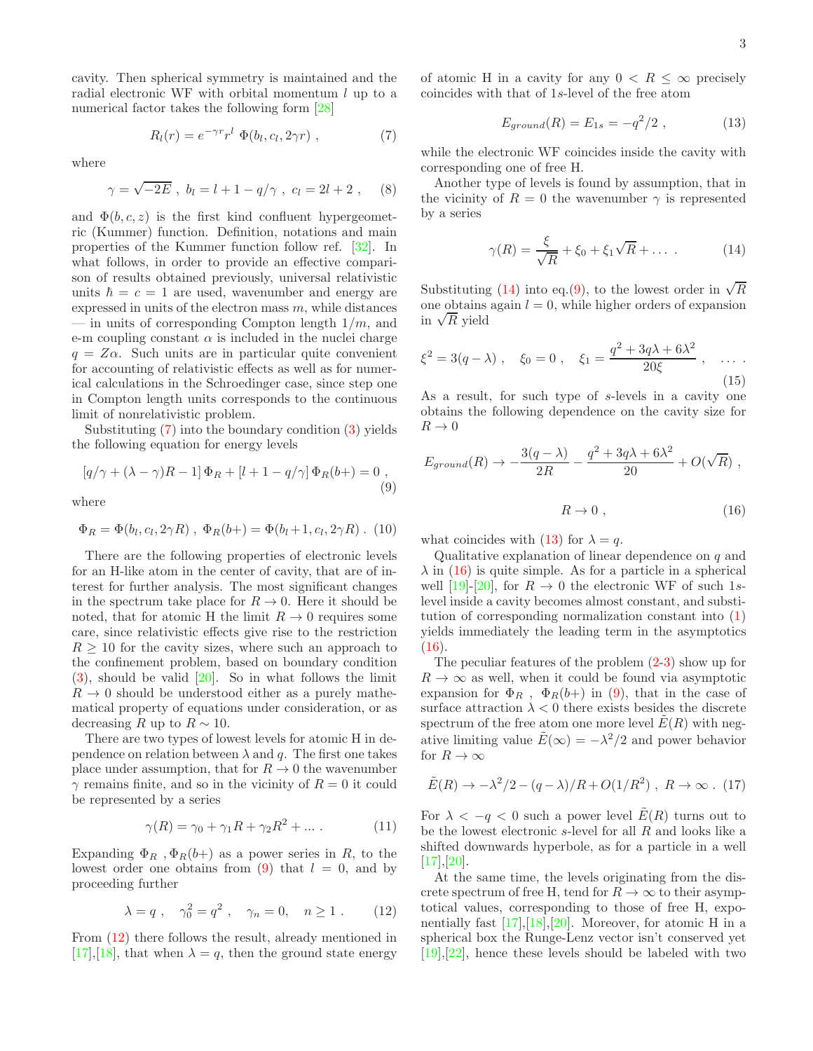cavity. Then spherical symmetry is maintained and the radial electronic WF with orbital momentum $l$ up to a numerical factor takes the following form [28]

$$R_l(r) = e^{-\gamma r} r^l \ \Phi(b_l, c_l, 2\gamma r) \ , \tag{7}$$

where

$$\gamma = \sqrt{-2E} \ , \ b_l = l + 1 - q/\gamma \ , \ c_l = 2l + 2 \ , \tag{8}$$

and $\Phi(b, c, z)$ is the first kind confluent hypergeometric (Kummer) function. Definition, notations and main properties of the Kummer function follow ref. [32]. In what follows, in order to provide an effective comparison of results obtained previously, universal relativistic units $\hbar = c = 1$ are used, wavenumber and energy are expressed in units of the electron mass $m$, while distances — in units of corresponding Compton length $1/m$, and e-m coupling constant $\alpha$ is included in the nuclei charge $q = Z\alpha$. Such units are in particular quite convenient for accounting of relativistic effects as well as for numerical calculations in the Schroedinger case, since step one in Compton length units corresponds to the continuous limit of nonrelativistic problem.

Substituting (7) into the boundary condition (3) yields the following equation for energy levels

$$[q/\gamma + (\lambda - \gamma)R - 1] \, \Phi_R + [l + 1 - q/\gamma] \, \Phi_R(b+) = 0 \ , \tag{9}$$

where

$$\Phi_R = \Phi(b_l, c_l, 2\gamma R) \ , \ \Phi_R(b+) = \Phi(b_l + 1, c_l, 2\gamma R) \ . \tag{10}$$

There are the following properties of electronic levels for an H-like atom in the center of cavity, that are of interest for further analysis. The most significant changes in the spectrum take place for $R \to 0$. Here it should be noted, that for atomic H the limit $R \to 0$ requires some care, since relativistic effects give rise to the restriction $R \geq 10$ for the cavity sizes, where such an approach to the confinement problem, based on boundary condition (3), should be valid [20]. So in what follows the limit $R \to 0$ should be understood either as a purely mathematical property of equations under consideration, or as decreasing $R$ up to $R \sim 10$.

There are two types of lowest levels for atomic H in dependence on relation between $\lambda$ and $q$. The first one takes place under assumption, that for $R \to 0$ the wavenumber $\gamma$ remains finite, and so in the vicinity of $R = 0$ it could be represented by a series

$$\gamma(R) = \gamma_0 + \gamma_1 R + \gamma_2 R^2 + ... \ . \tag{11}$$

Expanding $\Phi_R$ , $\Phi_R(b+)$ as a power series in $R$, to the lowest order one obtains from (9) that $l = 0$, and by proceeding further

$$\lambda = q \ , \quad \gamma_0^2 = q^2 \ , \quad \gamma_n = 0, \quad n \geq 1 \ . \tag{12}$$

From (12) there follows the result, already mentioned in [17],[18], that when $\lambda = q$, then the ground state energy of atomic H in a cavity for any $0 < R \leq \infty$ precisely coincides with that of $1s$-level of the free atom

$$E_{ground}(R) = E_{1s} = -q^2/2 \ , \tag{13}$$

while the electronic WF coincides inside the cavity with corresponding one of free H.

Another type of levels is found by assumption, that in the vicinity of $R = 0$ the wavenumber $\gamma$ is represented by a series

$$\gamma(R) = \frac{\xi}{\sqrt{R}} + \xi_0 + \xi_1 \sqrt{R} + \dots \ . \tag{14}$$

Substituting (14) into eq.(9), to the lowest order in $\sqrt{R}$ one obtains again $l = 0$, while higher orders of expansion in $\sqrt{R}$ yield

$$\xi^2 = 3(q - \lambda) \ , \quad \xi_0 = 0 \ , \quad \xi_1 = \frac{q^2 + 3q\lambda + 6\lambda^2}{20\xi} \ , \quad \dots \ . \tag{15}$$

As a result, for such type of $s$-levels in a cavity one obtains the following dependence on the cavity size for $R \to 0$

$$E_{ground}(R) \to -\frac{3(q - \lambda)}{2R} - \frac{q^2 + 3q\lambda + 6\lambda^2}{20} + O(\sqrt{R}) \ ,$$

$$R \to 0 \ , \tag{16}$$

what coincides with (13) for $\lambda = q$.

Qualitative explanation of linear dependence on $q$ and $\lambda$ in (16) is quite simple. As for a particle in a spherical well [19]-[20], for $R \to 0$ the electronic WF of such $1s$-level inside a cavity becomes almost constant, and substitution of corresponding normalization constant into (1) yields immediately the leading term in the asymptotics (16).

The peculiar features of the problem (2-3) show up for $R \to \infty$ as well, when it could be found via asymptotic expansion for $\Phi_R$ , $\Phi_R(b+)$ in (9), that in the case of surface attraction $\lambda < 0$ there exists besides the discrete spectrum of the free atom one more level $\tilde{E}(R)$ with negative limiting value $\tilde{E}(\infty) = -\lambda^2/2$ and power behavior for $R \to \infty$

$$\tilde{E}(R) \to -\lambda^2/2 - (q - \lambda)/R + O(1/R^2) \ , \ R \to \infty \ . \tag{17}$$

For $\lambda < -q < 0$ such a power level $\tilde{E}(R)$ turns out to be the lowest electronic $s$-level for all $R$ and looks like a shifted downwards hyperbole, as for a particle in a well [17],[20].

At the same time, the levels originating from the discrete spectrum of free H, tend for $R \to \infty$ to their asymptotical values, corresponding to those of free H, exponentially fast [17],[18],[20]. Moreover, for atomic H in a spherical box the Runge-Lenz vector isn't conserved yet [19],[22], hence these levels should be labeled with two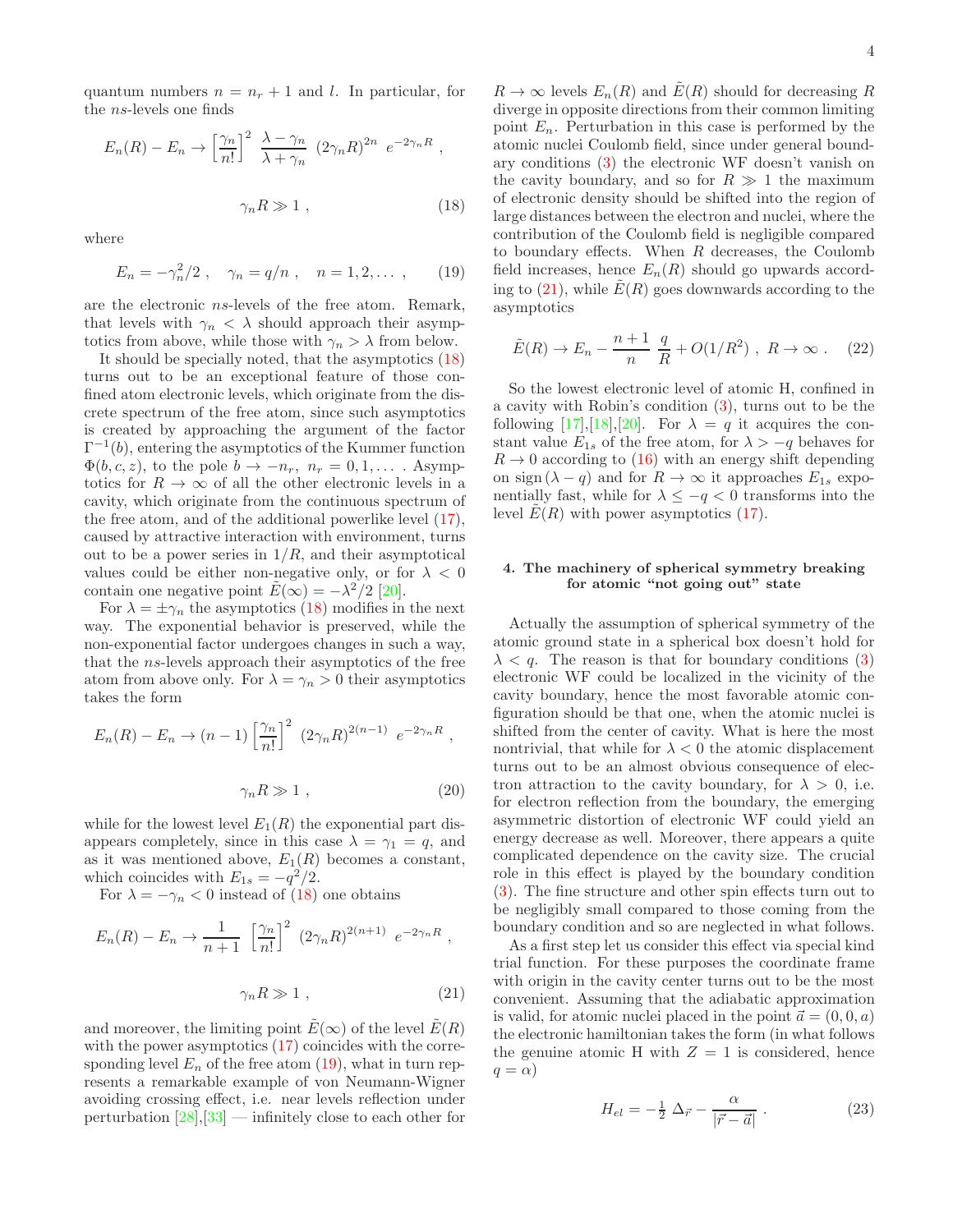quantum numbers $n = n_r + 1$ and $l$. In particular, for the $ns$-levels one finds

$$E_n(R) - E_n \to \left[\frac{\gamma_n}{n!}\right]^2 \; \frac{\lambda - \gamma_n}{\lambda + \gamma_n} \; (2\gamma_n R)^{2n} \; e^{-2\gamma_n R} \; ,$$

$$\gamma_n R \gg 1 \; , \tag{18}$$

where

$$E_n = -\gamma_n^2/2 \; , \quad \gamma_n = q/n \; , \quad n = 1, 2, \dots \; , \tag{19}$$

are the electronic $ns$-levels of the free atom. Remark, that levels with $\gamma_n < \lambda$ should approach their asymptotics from above, while those with $\gamma_n > \lambda$ from below.

It should be specially noted, that the asymptotics (18) turns out to be an exceptional feature of those confined atom electronic levels, which originate from the discrete spectrum of the free atom, since such asymptotics is created by approaching the argument of the factor $\Gamma^{-1}(b)$, entering the asymptotics of the Kummer function $\Phi(b, c, z)$, to the pole $b \to -n_r, \; n_r = 0, 1, \dots$ . Asymptotics for $R \to \infty$ of all the other electronic levels in a cavity, which originate from the continuous spectrum of the free atom, and of the additional powerlike level (17), caused by attractive interaction with environment, turns out to be a power series in $1/R$, and their asymptotical values could be either non-negative only, or for $\lambda < 0$ contain one negative point $\tilde{E}(\infty) = -\lambda^2/2$ [20].

For $\lambda = \pm\gamma_n$ the asymptotics (18) modifies in the next way. The exponential behavior is preserved, while the non-exponential factor undergoes changes in such a way, that the $ns$-levels approach their asymptotics of the free atom from above only. For $\lambda = \gamma_n > 0$ their asymptotics takes the form

$$E_n(R) - E_n \to (n-1) \left[\frac{\gamma_n}{n!}\right]^2 \; (2\gamma_n R)^{2(n-1)} \; e^{-2\gamma_n R} \; ,$$

$$\gamma_n R \gg 1 \; , \tag{20}$$

while for the lowest level $E_1(R)$ the exponential part disappears completely, since in this case $\lambda = \gamma_1 = q$, and as it was mentioned above, $E_1(R)$ becomes a constant, which coincides with $E_{1s} = -q^2/2$.

For $\lambda = -\gamma_n < 0$ instead of (18) one obtains

$$E_n(R) - E_n \to \frac{1}{n+1} \; \left[\frac{\gamma_n}{n!}\right]^2 \; (2\gamma_n R)^{2(n+1)} \; e^{-2\gamma_n R} \; ,$$

$$\gamma_n R \gg 1 \; , \tag{21}$$

and moreover, the limiting point $\tilde{E}(\infty)$ of the level $\tilde{E}(R)$ with the power asymptotics (17) coincides with the corresponding level $E_n$ of the free atom (19), what in turn represents a remarkable example of von Neumann-Wigner avoiding crossing effect, i.e. near levels reflection under perturbation [28],[33] — infinitely close to each other for $R \to \infty$ levels $E_n(R)$ and $\tilde{E}(R)$ should for decreasing $R$ diverge in opposite directions from their common limiting point $E_n$. Perturbation in this case is performed by the atomic nuclei Coulomb field, since under general boundary conditions (3) the electronic WF doesn't vanish on the cavity boundary, and so for $R \gg 1$ the maximum of electronic density should be shifted into the region of large distances between the electron and nuclei, where the contribution of the Coulomb field is negligible compared to boundary effects. When $R$ decreases, the Coulomb field increases, hence $E_n(R)$ should go upwards according to (21), while $\tilde{E}(R)$ goes downwards according to the asymptotics

$$\tilde{E}(R) \to E_n - \frac{n+1}{n} \; \frac{q}{R} + O(1/R^2) \; , \; R \to \infty \; . \tag{22}$$

So the lowest electronic level of atomic H, confined in a cavity with Robin's condition (3), turns out to be the following [17],[18],[20]. For $\lambda = q$ it acquires the constant value $E_{1s}$ of the free atom, for $\lambda > -q$ behaves for $R \to 0$ according to (16) with an energy shift depending on sign$\,(\lambda - q)$ and for $R \to \infty$ it approaches $E_{1s}$ exponentially fast, while for $\lambda \leq -q < 0$ transforms into the level $\tilde{E}(R)$ with power asymptotics (17).

## 4. The machinery of spherical symmetry breaking for atomic "not going out" state

Actually the assumption of spherical symmetry of the atomic ground state in a spherical box doesn't hold for $\lambda < q$. The reason is that for boundary conditions (3) electronic WF could be localized in the vicinity of the cavity boundary, hence the most favorable atomic configuration should be that one, when the atomic nuclei is shifted from the center of cavity. What is here the most nontrivial, that while for $\lambda < 0$ the atomic displacement turns out to be an almost obvious consequence of electron attraction to the cavity boundary, for $\lambda > 0$, i.e. for electron reflection from the boundary, the emerging asymmetric distortion of electronic WF could yield an energy decrease as well. Moreover, there appears a quite complicated dependence on the cavity size. The crucial role in this effect is played by the boundary condition (3). The fine structure and other spin effects turn out to be negligibly small compared to those coming from the boundary condition and so are neglected in what follows.

As a first step let us consider this effect via special kind trial function. For these purposes the coordinate frame with origin in the cavity center turns out to be the most convenient. Assuming that the adiabatic approximation is valid, for atomic nuclei placed in the point $\vec{a} = (0, 0, a)$ the electronic hamiltonian takes the form (in what follows the genuine atomic H with $Z = 1$ is considered, hence $q = \alpha$)

$$H_{el} = -\tfrac{1}{2} \; \Delta_{\vec{r}} - \frac{\alpha}{|\vec{r} - \vec{a}|} \; . \tag{23}$$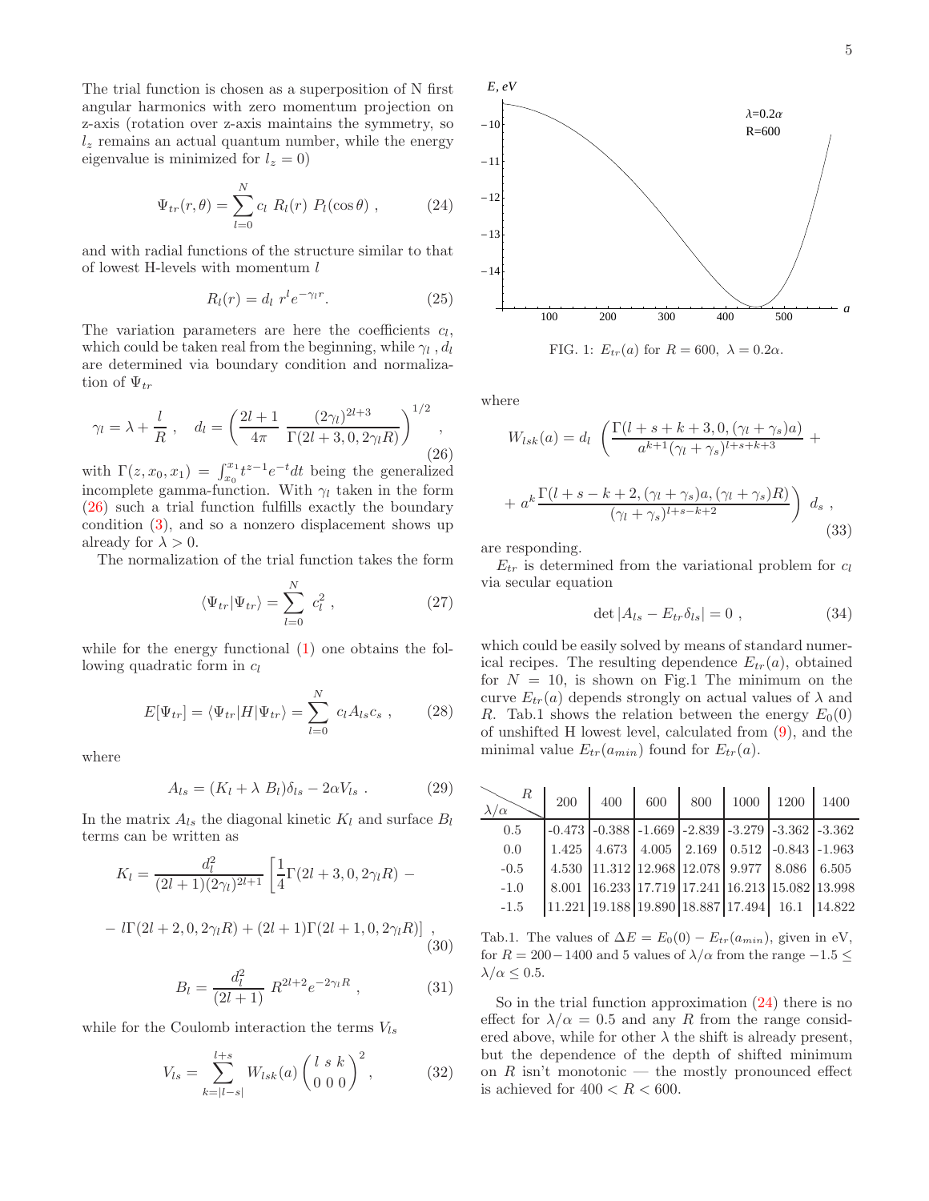The trial function is chosen as a superposition of N first angular harmonics with zero momentum projection on z-axis (rotation over z-axis maintains the symmetry, so $l_z$ remains an actual quantum number, while the energy eigenvalue is minimized for $l_z = 0$)

$$\Psi_{tr}(r,\theta) = \sum_{l=0}^{N} c_l \ R_l(r) \ P_l(\cos\theta) \ , \tag{24}$$

and with radial functions of the structure similar to that of lowest H-levels with momentum $l$

$$R_l(r) = d_l \ r^l e^{-\gamma_l r}. \tag{25}$$

The variation parameters are here the coefficients $c_l$, which could be taken real from the beginning, while $\gamma_l$, $d_l$ are determined via boundary condition and normalization of $\Psi_{tr}$

$$\gamma_l = \lambda + \frac{l}{R} \ , \quad d_l = \left( \frac{2l+1}{4\pi} \ \frac{(2\gamma_l)^{2l+3}}{\Gamma(2l+3, 0, 2\gamma_l R)} \right)^{1/2} , \tag{26}$$

with $\Gamma(z, x_0, x_1) = \int_{x_0}^{x_1} t^{z-1} e^{-t} dt$ being the generalized incomplete gamma-function. With $\gamma_l$ taken in the form (26) such a trial function fulfills exactly the boundary condition (3), and so a nonzero displacement shows up already for $\lambda > 0$.

The normalization of the trial function takes the form

$$\langle \Psi_{tr} | \Psi_{tr} \rangle = \sum_{l=0}^{N} \ c_l^2 \ , \tag{27}$$

while for the energy functional (1) one obtains the following quadratic form in $c_l$

$$E[\Psi_{tr}] = \langle \Psi_{tr} | H | \Psi_{tr} \rangle = \sum_{l=0}^{N} \ c_l A_{ls} c_s \ , \tag{28}$$

where

$$A_{ls} = (K_l + \lambda \ B_l)\delta_{ls} - 2\alpha V_{ls} \ . \tag{29}$$

In the matrix $A_{ls}$ the diagonal kinetic $K_l$ and surface $B_l$ terms can be written as

$$K_l = \frac{d_l^2}{(2l+1)(2\gamma_l)^{2l+1}} \left[ \frac{1}{4}\Gamma(2l+3, 0, 2\gamma_l R) - \right.$$

$$\left. - \ l\Gamma(2l+2, 0, 2\gamma_l R) + (2l+1)\Gamma(2l+1, 0, 2\gamma_l R) \right] \ , \tag{30}$$

$$B_l = \frac{d_l^2}{(2l+1)} \ R^{2l+2} e^{-2\gamma_l R} \ , \tag{31}$$

while for the Coulomb interaction the terms $V_{ls}$

$$V_{ls} = \sum_{k=|l-s|}^{l+s} W_{lsk}(a) \begin{pmatrix} l & s & k \\ 0 & 0 & 0 \end{pmatrix}^2 , \tag{32}$$

where

$$W_{lsk}(a) = d_l \ \left( \frac{\Gamma(l+s+k+3, 0, (\gamma_l + \gamma_s)a)}{a^{k+1}(\gamma_l + \gamma_s)^{l+s+k+3}} + \right.$$

$$\left. + \ a^k \frac{\Gamma(l+s-k+2, (\gamma_l + \gamma_s)a, (\gamma_l + \gamma_s)R)}{(\gamma_l + \gamma_s)^{l+s-k+2}} \right) \ d_s \ , \tag{33}$$

are responding.

FIG. 1: $E_{tr}(a)$ for $R = 600, \ \lambda = 0.2\alpha$.

$E_{tr}$ is determined from the variational problem for $c_l$ via secular equation

$$\det |A_{ls} - E_{tr}\delta_{ls}| = 0 \ , \tag{34}$$

which could be easily solved by means of standard numerical recipes. The resulting dependence $E_{tr}(a)$, obtained for $N = 10$, is shown on Fig.1 The minimum on the curve $E_{tr}(a)$ depends strongly on actual values of $\lambda$ and $R$. Tab.1 shows the relation between the energy $E_0(0)$ of unshifted H lowest level, calculated from (9), and the minimal value $E_{tr}(a_{min})$ found for $E_{tr}(a)$.

| $\lambda/\alpha$ \ $R$ | 200 | 400 | 600 | 800 | 1000 | 1200 | 1400 |
|---|---|---|---|---|---|---|---|
| 0.5 | -0.473 | -0.388 | -1.669 | -2.839 | -3.279 | -3.362 | -3.362 |
| 0.0 | 1.425 | 4.673 | 4.005 | 2.169 | 0.512 | -0.843 | -1.963 |
| -0.5 | 4.530 | 11.312 | 12.968 | 12.078 | 9.977 | 8.086 | 6.505 |
| -1.0 | 8.001 | 16.233 | 17.719 | 17.241 | 16.213 | 15.082 | 13.998 |
| -1.5 | 11.221 | 19.188 | 19.890 | 18.887 | 17.494 | 16.1 | 14.822 |

Tab.1. The values of $\Delta E = E_0(0) - E_{tr}(a_{min})$, given in eV, for $R = 200 - 1400$ and 5 values of $\lambda/\alpha$ from the range $-1.5 \leq \lambda/\alpha \leq 0.5$.

So in the trial function approximation (24) there is no effect for $\lambda/\alpha = 0.5$ and any $R$ from the range considered above, while for other $\lambda$ the shift is already present, but the dependence of the depth of shifted minimum on $R$ isn't monotonic — the mostly pronounced effect is achieved for $400 < R < 600$.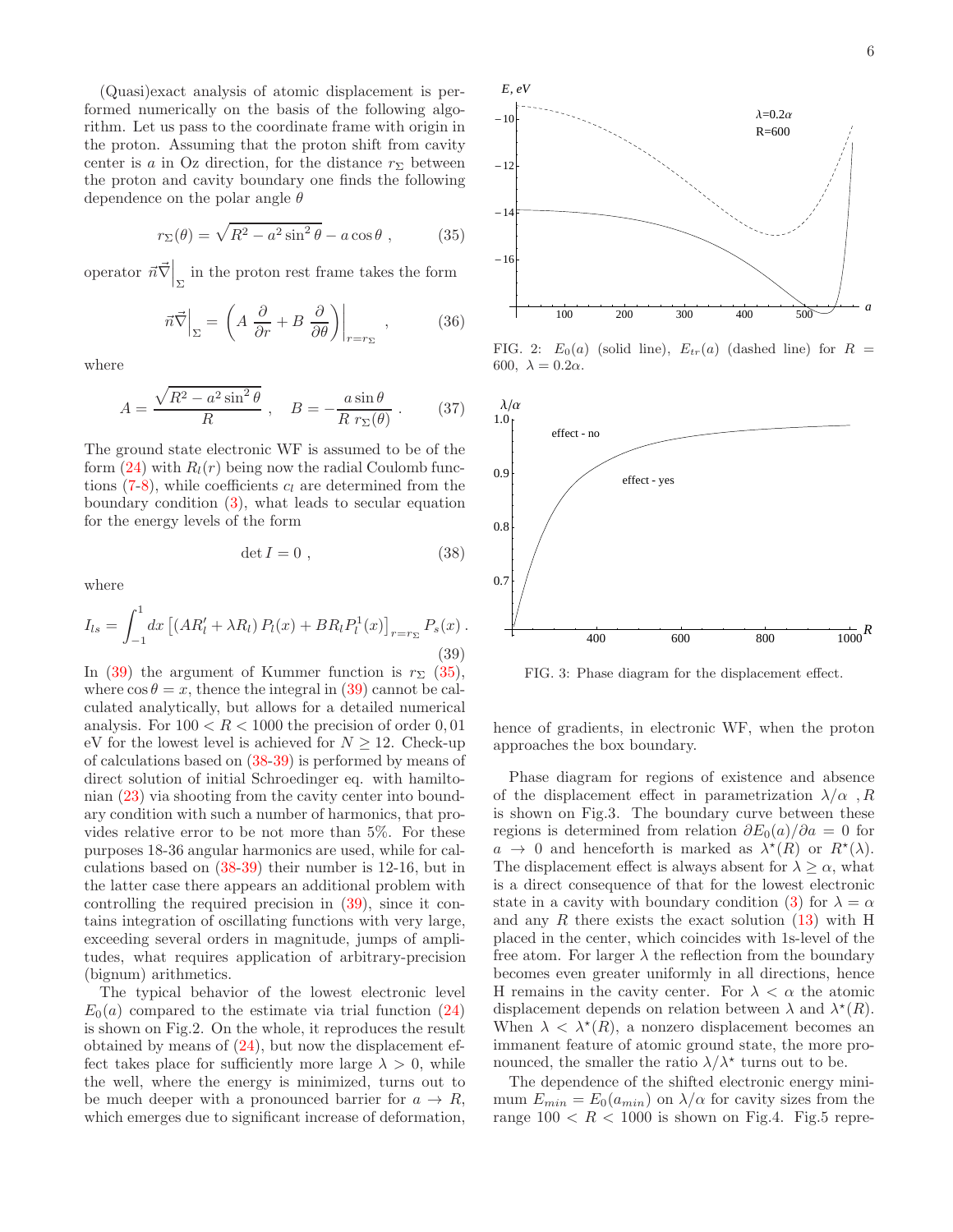(Quasi)exact analysis of atomic displacement is performed numerically on the basis of the following algorithm. Let us pass to the coordinate frame with origin in the proton. Assuming that the proton shift from cavity center is $a$ in Oz direction, for the distance $r_\Sigma$ between the proton and cavity boundary one finds the following dependence on the polar angle $\theta$

$$r_\Sigma(\theta) = \sqrt{R^2 - a^2 \sin^2\theta} - a\cos\theta \ , \tag{35}$$

operator $\vec{n}\vec{\nabla}\Big|_\Sigma$ in the proton rest frame takes the form

$$\vec{n}\vec{\nabla}\Big|_\Sigma = \left( A\ \frac{\partial}{\partial r} + B\ \frac{\partial}{\partial \theta}\right)\Big|_{r=r_\Sigma} \ , \tag{36}$$

where

$$A = \frac{\sqrt{R^2 - a^2\sin^2\theta}}{R} \ , \quad B = -\frac{a\sin\theta}{R\ r_\Sigma(\theta)} \ . \tag{37}$$

The ground state electronic WF is assumed to be of the form (24) with $R_l(r)$ being now the radial Coulomb functions (7-8), while coefficients $c_l$ are determined from the boundary condition (3), what leads to secular equation for the energy levels of the form

$$\det I = 0 \ , \tag{38}$$

where

$$I_{ls} = \int_{-1}^{1} dx\ \left[ \left(AR'_l + \lambda R_l\right) P_l(x) + BR_l P^1_l(x)\right]_{r=r_\Sigma} P_s(x) \ . \tag{39}$$

In (39) the argument of Kummer function is $r_\Sigma$ (35), where $\cos\theta = x$, thence the integral in (39) cannot be calculated analytically, but allows for a detailed numerical analysis. For $100 < R < 1000$ the precision of order 0,01 eV for the lowest level is achieved for $N \geq 12$. Check-up of calculations based on (38-39) is performed by means of direct solution of initial Schroedinger eq. with hamiltonian (23) via shooting from the cavity center into boundary condition with such a number of harmonics, that provides relative error to be not more than 5%. For these purposes 18-36 angular harmonics are used, while for calculations based on (38-39) their number is 12-16, but in the latter case there appears an additional problem with controlling the required precision in (39), since it contains integration of oscillating functions with very large, exceeding several orders in magnitude, jumps of amplitudes, what requires application of arbitrary-precision (bignum) arithmetics.

The typical behavior of the lowest electronic level $E_0(a)$ compared to the estimate via trial function (24) is shown on Fig.2. On the whole, it reproduces the result obtained by means of (24), but now the displacement effect takes place for sufficiently more large $\lambda > 0$, while the well, where the energy is minimized, turns out to be much deeper with a pronounced barrier for $a \to R$, which emerges due to significant increase of deformation, hence of gradients, in electronic WF, when the proton approaches the box boundary.

FIG. 2: $E_0(a)$ (solid line), $E_{tr}(a)$ (dashed line) for $R = 600,\ \lambda = 0.2\alpha$.

FIG. 3: Phase diagram for the displacement effect.

Phase diagram for regions of existence and absence of the displacement effect in parametrization $\lambda/\alpha$ , $R$ is shown on Fig.3. The boundary curve between these regions is determined from relation $\partial E_0(a)/\partial a = 0$ for $a \to 0$ and henceforth is marked as $\lambda^\star(R)$ or $R^\star(\lambda)$. The displacement effect is always absent for $\lambda \geq \alpha$, what is a direct consequence of that for the lowest electronic state in a cavity with boundary condition (3) for $\lambda = \alpha$ and any $R$ there exists the exact solution (13) with H placed in the center, which coincides with 1s-level of the free atom. For larger $\lambda$ the reflection from the boundary becomes even greater uniformly in all directions, hence H remains in the cavity center. For $\lambda < \alpha$ the atomic displacement depends on relation between $\lambda$ and $\lambda^\star(R)$. When $\lambda < \lambda^\star(R)$, a nonzero displacement becomes an immanent feature of atomic ground state, the more pronounced, the smaller the ratio $\lambda/\lambda^\star$ turns out to be.

The dependence of the shifted electronic energy minimum $E_{min} = E_0(a_{min})$ on $\lambda/\alpha$ for cavity sizes from the range $100 < R < 1000$ is shown on Fig.4. Fig.5 repre-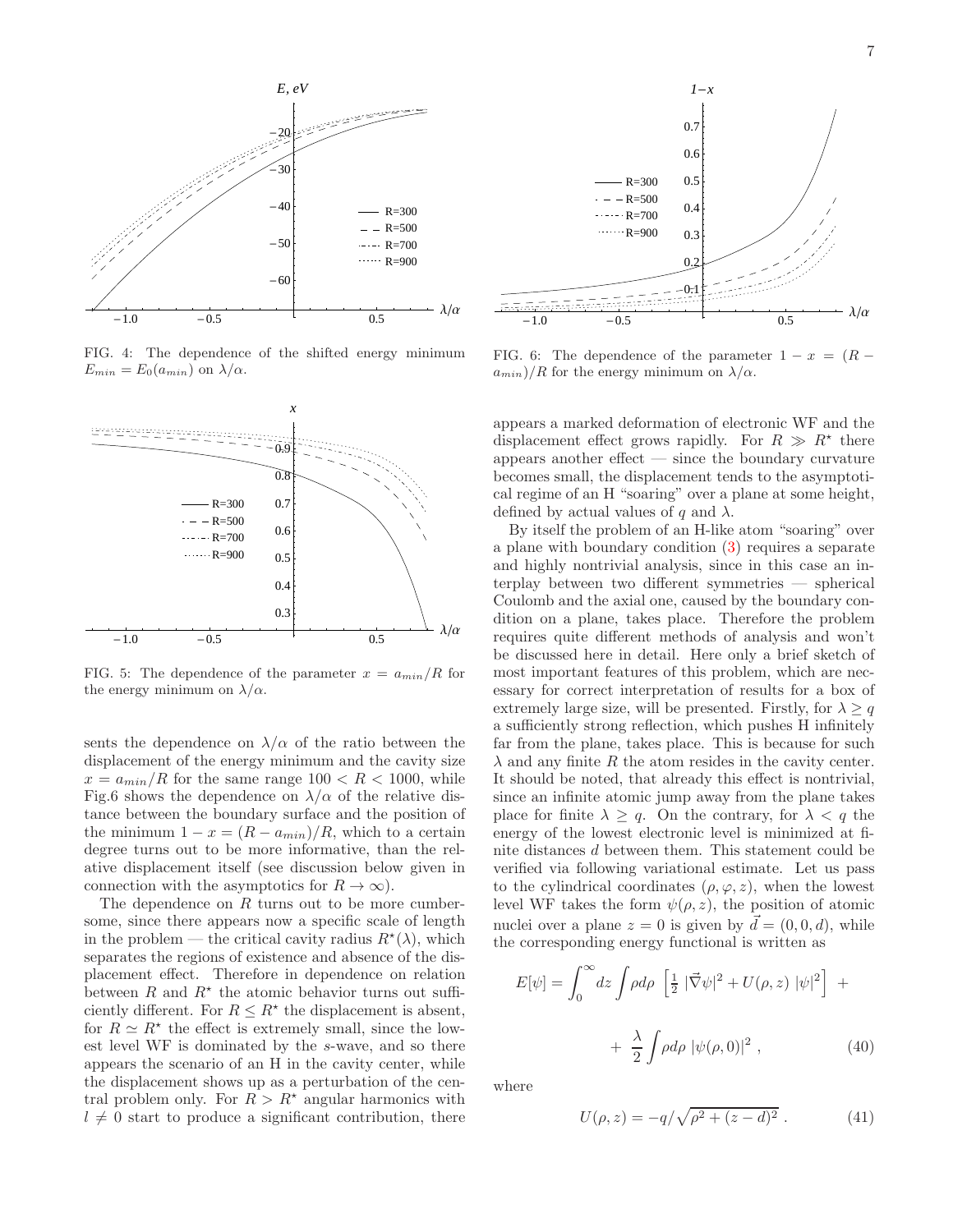FIG. 4: The dependence of the shifted energy minimum $E_{min} = E_0(a_{min})$ on $\lambda/\alpha$.

FIG. 5: The dependence of the parameter $x = a_{min}/R$ for the energy minimum on $\lambda/\alpha$.

FIG. 6: The dependence of the parameter $1 - x = (R - a_{min})/R$ for the energy minimum on $\lambda/\alpha$.

sents the dependence on $\lambda/\alpha$ of the ratio between the displacement of the energy minimum and the cavity size $x = a_{min}/R$ for the same range $100 < R < 1000$, while Fig.6 shows the dependence on $\lambda/\alpha$ of the relative distance between the boundary surface and the position of the minimum $1 - x = (R - a_{min})/R$, which to a certain degree turns out to be more informative, than the relative displacement itself (see discussion below given in connection with the asymptotics for $R \to \infty$).

The dependence on $R$ turns out to be more cumbersome, since there appears now a specific scale of length in the problem — the critical cavity radius $R^{\star}(\lambda)$, which separates the regions of existence and absence of the displacement effect. Therefore in dependence on relation between $R$ and $R^{\star}$ the atomic behavior turns out sufficiently different. For $R \leq R^{\star}$ the displacement is absent, for $R \simeq R^{\star}$ the effect is extremely small, since the lowest level WF is dominated by the $s$-wave, and so there appears the scenario of an H in the cavity center, while the displacement shows up as a perturbation of the central problem only. For $R > R^{\star}$ angular harmonics with $l \neq 0$ start to produce a significant contribution, there appears a marked deformation of electronic WF and the displacement effect grows rapidly. For $R \gg R^{\star}$ there appears another effect — since the boundary curvature becomes small, the displacement tends to the asymptotical regime of an H "soaring" over a plane at some height, defined by actual values of $q$ and $\lambda$.

By itself the problem of an H-like atom "soaring" over a plane with boundary condition (3) requires a separate and highly nontrivial analysis, since in this case an interplay between two different symmetries — spherical Coulomb and the axial one, caused by the boundary condition on a plane, takes place. Therefore the problem requires quite different methods of analysis and won't be discussed here in detail. Here only a brief sketch of most important features of this problem, which are necessary for correct interpretation of results for a box of extremely large size, will be presented. Firstly, for $\lambda \geq q$ a sufficiently strong reflection, which pushes H infinitely far from the plane, takes place. This is because for such $\lambda$ and any finite $R$ the atom resides in the cavity center. It should be noted, that already this effect is nontrivial, since an infinite atomic jump away from the plane takes place for finite $\lambda \geq q$. On the contrary, for $\lambda < q$ the energy of the lowest electronic level is minimized at finite distances $d$ between them. This statement could be verified via following variational estimate. Let us pass to the cylindrical coordinates $(\rho, \varphi, z)$, when the lowest level WF takes the form $\psi(\rho, z)$, the position of atomic nuclei over a plane $z = 0$ is given by $\vec{d} = (0, 0, d)$, while the corresponding energy functional is written as

$$E[\psi] = \int_0^{\infty} dz \int \rho d\rho \left[ \tfrac{1}{2} \, |\vec{\nabla}\psi|^2 + U(\rho, z) \, |\psi|^2 \right] \; + \; + \; \frac{\lambda}{2} \int \rho d\rho \; |\psi(\rho, 0)|^2 \; , \tag{40}$$

where

$$U(\rho, z) = -q/\sqrt{\rho^2 + (z - d)^2} \; . \tag{41}$$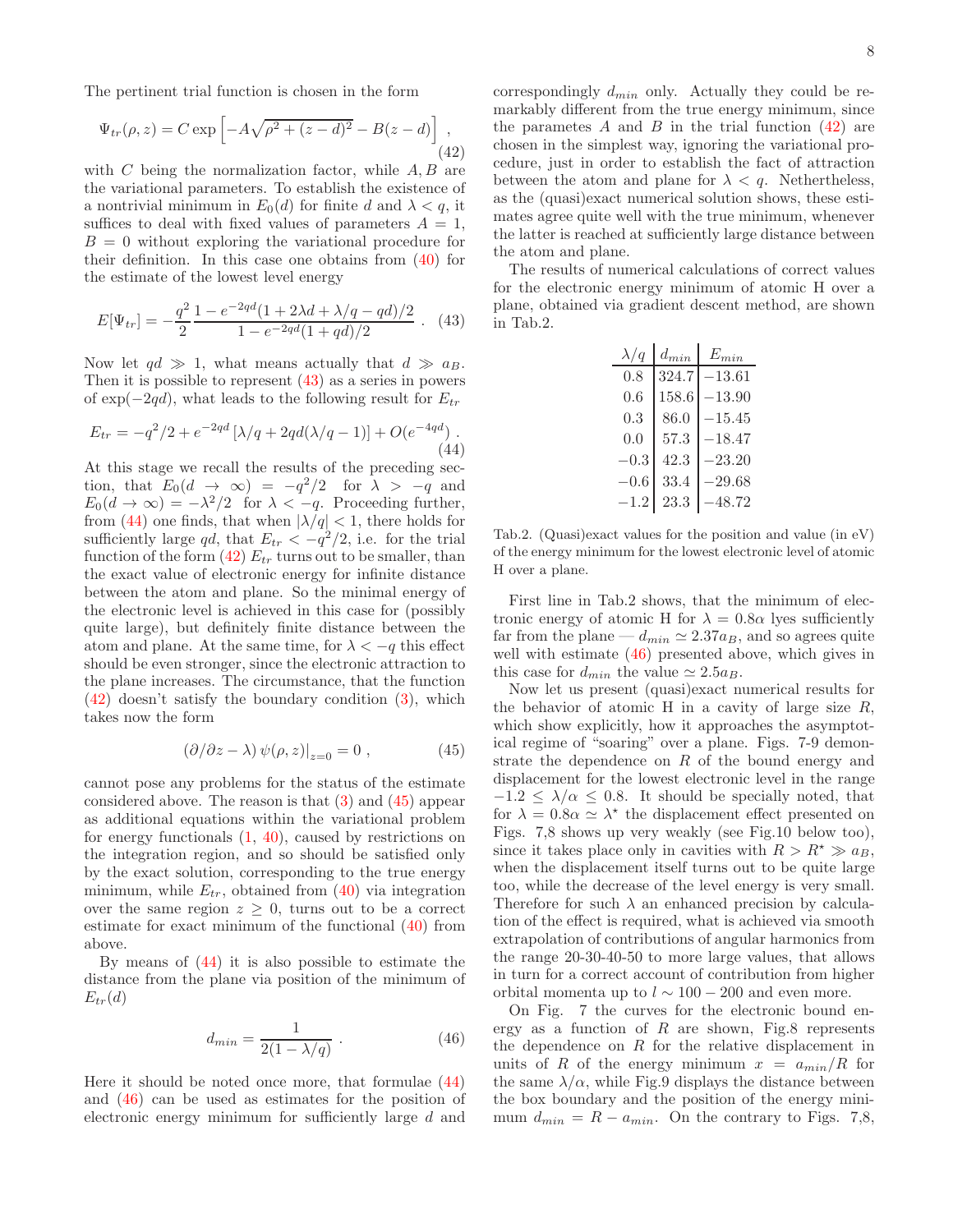The pertinent trial function is chosen in the form

$$\Psi_{tr}(\rho, z) = C \exp\left[-A\sqrt{\rho^2 + (z-d)^2} - B(z-d)\right] , \tag{42}$$

with $C$ being the normalization factor, while $A, B$ are the variational parameters. To establish the existence of a nontrivial minimum in $E_0(d)$ for finite $d$ and $\lambda < q$, it suffices to deal with fixed values of parameters $A = 1$, $B = 0$ without exploring the variational procedure for their definition. In this case one obtains from (40) for the estimate of the lowest level energy

$$E[\Psi_{tr}] = -\frac{q^2}{2} \frac{1 - e^{-2qd}(1 + 2\lambda d + \lambda/q - qd)/2}{1 - e^{-2qd}(1 + qd)/2} . \tag{43}$$

Now let $qd \gg 1$, what means actually that $d \gg a_B$. Then it is possible to represent (43) as a series in powers of $\exp(-2qd)$, what leads to the following result for $E_{tr}$

$$E_{tr} = -q^2/2 + e^{-2qd}\left[\lambda/q + 2qd(\lambda/q - 1)\right] + O(e^{-4qd}) . \tag{44}$$

At this stage we recall the results of the preceding section, that $E_0(d \to \infty) = -q^2/2$ for $\lambda > -q$ and $E_0(d \to \infty) = -\lambda^2/2$ for $\lambda < -q$. Proceeding further, from (44) one finds, that when $|\lambda/q| < 1$, there holds for sufficiently large $qd$, that $E_{tr} < -q^2/2$, i.e. for the trial function of the form (42) $E_{tr}$ turns out to be smaller, than the exact value of electronic energy for infinite distance between the atom and plane. So the minimal energy of the electronic level is achieved in this case for (possibly quite large), but definitely finite distance between the atom and plane. At the same time, for $\lambda < -q$ this effect should be even stronger, since the electronic attraction to the plane increases. The circumstance, that the function (42) doesn't satisfy the boundary condition (3), which takes now the form

$$\left(\partial/\partial z - \lambda\right) \psi(\rho, z)\big|_{z=0} = 0 , \tag{45}$$

cannot pose any problems for the status of the estimate considered above. The reason is that (3) and (45) appear as additional equations within the variational problem for energy functionals (1, 40), caused by restrictions on the integration region, and so should be satisfied only by the exact solution, corresponding to the true energy minimum, while $E_{tr}$, obtained from (40) via integration over the same region $z \geq 0$, turns out to be a correct estimate for exact minimum of the functional (40) from above.

By means of (44) it is also possible to estimate the distance from the plane via position of the minimum of $E_{tr}(d)$

$$d_{min} = \frac{1}{2(1 - \lambda/q)} . \tag{46}$$

Here it should be noted once more, that formulae (44) and (46) can be used as estimates for the position of electronic energy minimum for sufficiently large $d$ and correspondingly $d_{min}$ only. Actually they could be remarkably different from the true energy minimum, since the parametes $A$ and $B$ in the trial function (42) are chosen in the simplest way, ignoring the variational procedure, just in order to establish the fact of attraction between the atom and plane for $\lambda < q$. Nethertheless, as the (quasi)exact numerical solution shows, these estimates agree quite well with the true minimum, whenever the latter is reached at sufficiently large distance between the atom and plane.

The results of numerical calculations of correct values for the electronic energy minimum of atomic H over a plane, obtained via gradient descent method, are shown in Tab.2.

| $\lambda/q$ | $d_{min}$ | $E_{min}$ |
|---|---|---|
| 0.8 | 324.7 | $-13.61$ |
| 0.6 | 158.6 | $-13.90$ |
| 0.3 | 86.0 | $-15.45$ |
| 0.0 | 57.3 | $-18.47$ |
| $-0.3$ | 42.3 | $-23.20$ |
| $-0.6$ | 33.4 | $-29.68$ |
| $-1.2$ | 23.3 | $-48.72$ |

Tab.2. (Quasi)exact values for the position and value (in eV) of the energy minimum for the lowest electronic level of atomic H over a plane.

First line in Tab.2 shows, that the minimum of electronic energy of atomic H for $\lambda = 0.8\alpha$ lyes sufficiently far from the plane — $d_{min} \simeq 2.37 a_B$, and so agrees quite well with estimate (46) presented above, which gives in this case for $d_{min}$ the value $\simeq 2.5 a_B$.

Now let us present (quasi)exact numerical results for the behavior of atomic H in a cavity of large size $R$, which show explicitly, how it approaches the asymptotical regime of "soaring" over a plane. Figs. 7-9 demonstrate the dependence on $R$ of the bound energy and displacement for the lowest electronic level in the range $-1.2 \leq \lambda/\alpha \leq 0.8$. It should be specially noted, that for $\lambda = 0.8\alpha \simeq \lambda^\star$ the displacement effect presented on Figs. 7,8 shows up very weakly (see Fig.10 below too), since it takes place only in cavities with $R > R^\star \gg a_B$, when the displacement itself turns out to be quite large too, while the decrease of the level energy is very small. Therefore for such $\lambda$ an enhanced precision by calculation of the effect is required, what is achieved via smooth extrapolation of contributions of angular harmonics from the range 20-30-40-50 to more large values, that allows in turn for a correct account of contribution from higher orbital momenta up to $l \sim 100-200$ and even more.

On Fig. 7 the curves for the electronic bound energy as a function of $R$ are shown, Fig.8 represents the dependence on $R$ for the relative displacement in units of $R$ of the energy minimum $x = a_{min}/R$ for the same $\lambda/\alpha$, while Fig.9 displays the distance between the box boundary and the position of the energy minimum $d_{min} = R - a_{min}$. On the contrary to Figs. 7,8,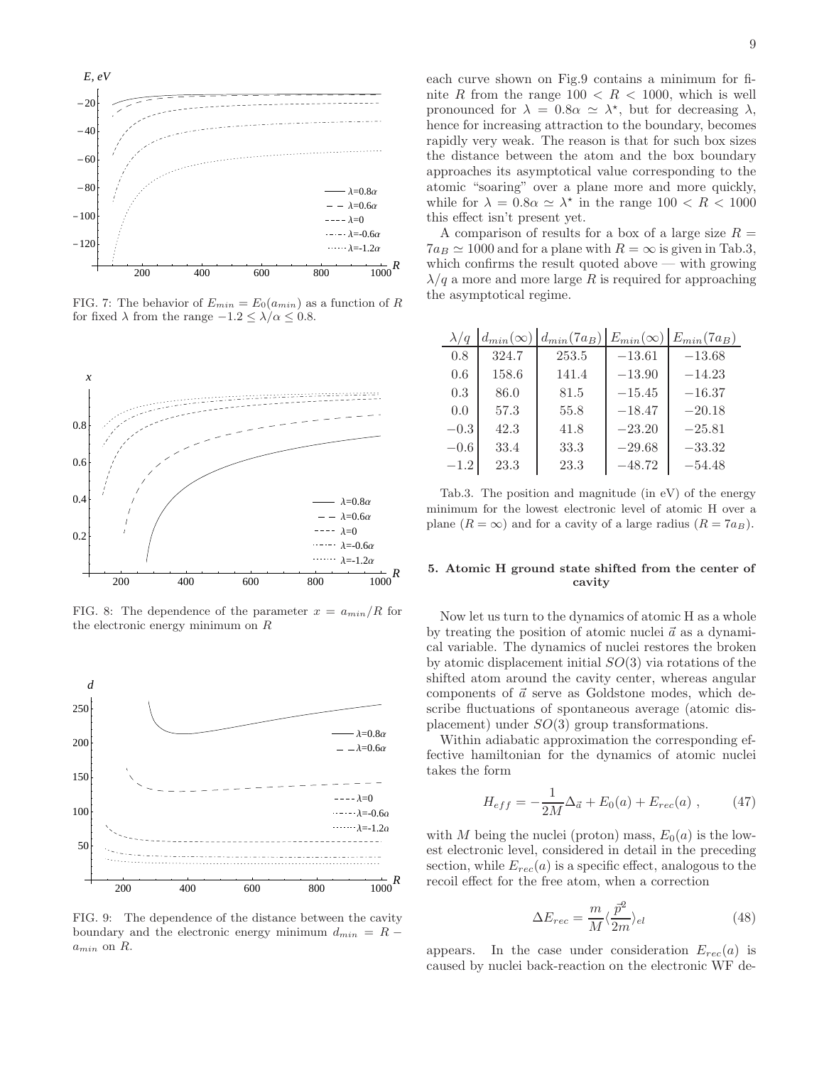FIG. 7: The behavior of $E_{min} = E_0(a_{min})$ as a function of $R$ for fixed $\lambda$ from the range $-1.2 \le \lambda/\alpha \le 0.8$.

FIG. 8: The dependence of the parameter $x = a_{min}/R$ for the electronic energy minimum on $R$

FIG. 9: The dependence of the distance between the cavity boundary and the electronic energy minimum $d_{min} = R - a_{min}$ on $R$.

each curve shown on Fig.9 contains a minimum for finite $R$ from the range $100 < R < 1000$, which is well pronounced for $\lambda = 0.8\alpha \simeq \lambda^\star$, but for decreasing $\lambda$, hence for increasing attraction to the boundary, becomes rapidly very weak. The reason is that for such box sizes the distance between the atom and the box boundary approaches its asymptotical value corresponding to the atomic "soaring" over a plane more and more quickly, while for $\lambda = 0.8\alpha \simeq \lambda^\star$ in the range $100 < R < 1000$ this effect isn't present yet.

A comparison of results for a box of a large size $R = 7a_B \simeq 1000$ and for a plane with $R = \infty$ is given in Tab.3, which confirms the result quoted above — with growing $\lambda/q$ a more and more large $R$ is required for approaching the asymptotical regime.

| $\lambda/q$ | $d_{min}(\infty)$ | $d_{min}(7a_B)$ | $E_{min}(\infty)$ | $E_{min}(7a_B)$ |
|---|---|---|---|---|
| 0.8 | 324.7 | 253.5 | $-13.61$ | $-13.68$ |
| 0.6 | 158.6 | 141.4 | $-13.90$ | $-14.23$ |
| 0.3 | 86.0 | 81.5 | $-15.45$ | $-16.37$ |
| 0.0 | 57.3 | 55.8 | $-18.47$ | $-20.18$ |
| $-0.3$ | 42.3 | 41.8 | $-23.20$ | $-25.81$ |
| $-0.6$ | 33.4 | 33.3 | $-29.68$ | $-33.32$ |
| $-1.2$ | 23.3 | 23.3 | $-48.72$ | $-54.48$ |

Tab.3. The position and magnitude (in eV) of the energy minimum for the lowest electronic level of atomic H over a plane ($R = \infty$) and for a cavity of a large radius ($R = 7a_B$).

### 5. Atomic H ground state shifted from the center of cavity

Now let us turn to the dynamics of atomic H as a whole by treating the position of atomic nuclei $\vec{a}$ as a dynamical variable. The dynamics of nuclei restores the broken by atomic displacement initial $SO(3)$ via rotations of the shifted atom around the cavity center, whereas angular components of $\vec{a}$ serve as Goldstone modes, which describe fluctuations of spontaneous average (atomic displacement) under $SO(3)$ group transformations.

Within adiabatic approximation the corresponding effective hamiltonian for the dynamics of atomic nuclei takes the form

$$H_{eff} = -\frac{1}{2M}\Delta_{\vec{a}} + E_0(a) + E_{rec}(a) \ , \qquad (47)$$

with $M$ being the nuclei (proton) mass, $E_0(a)$ is the lowest electronic level, considered in detail in the preceding section, while $E_{rec}(a)$ is a specific effect, analogous to the recoil effect for the free atom, when a correction

$$\Delta E_{rec} = \frac{m}{M}\langle \frac{\vec{p}^2}{2m} \rangle_{el} \qquad (48)$$

appears. In the case under consideration $E_{rec}(a)$ is caused by nuclei back-reaction on the electronic WF de-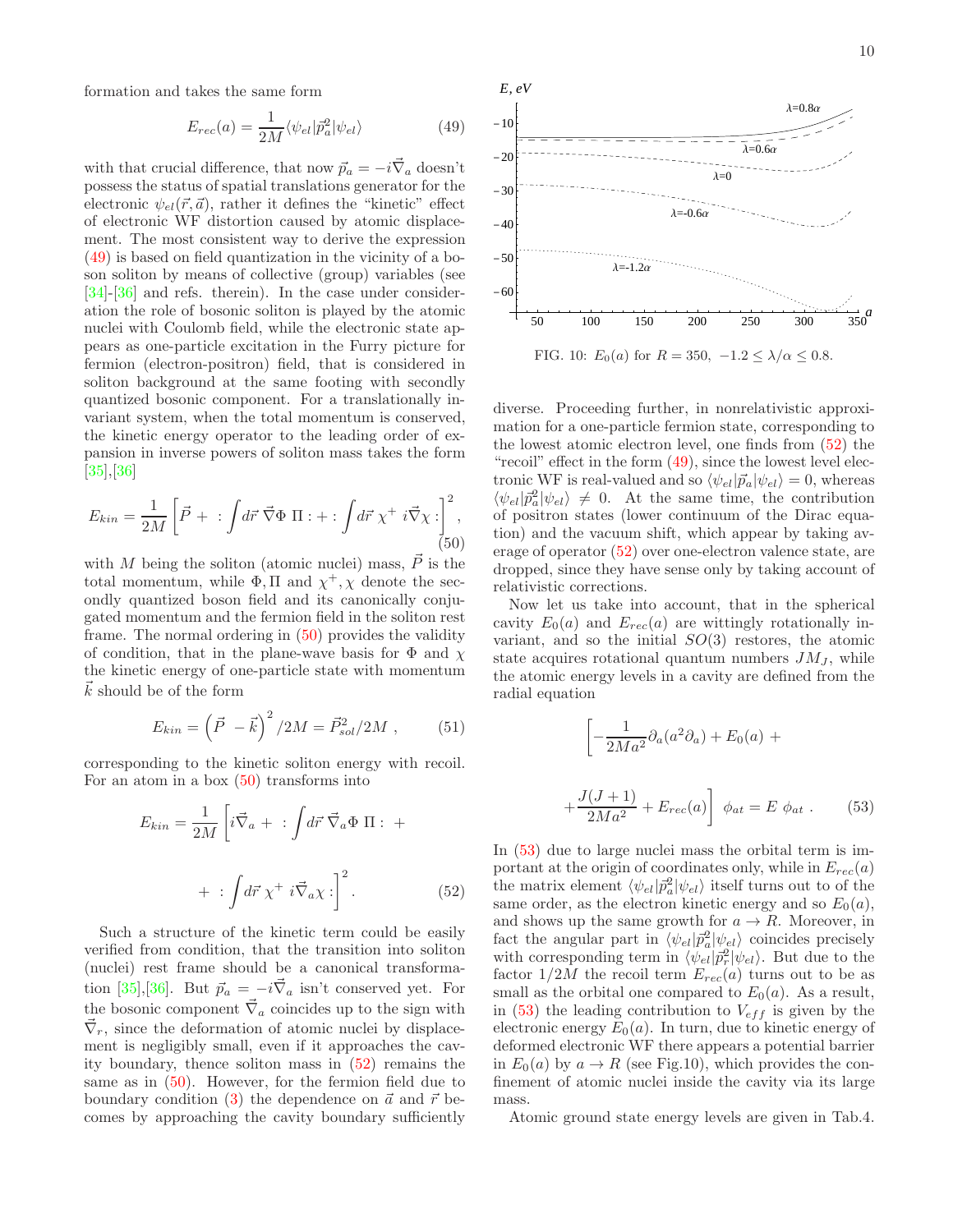formation and takes the same form

$$E_{rec}(a) = \frac{1}{2M} \langle \psi_{el} | \vec{p}_a^{\,2} | \psi_{el} \rangle \tag{49}$$

with that crucial difference, that now $\vec{p}_a = -i\vec{\nabla}_a$ doesn't possess the status of spatial translations generator for the electronic $\psi_{el}(\vec{r}, \vec{a})$, rather it defines the "kinetic" effect of electronic WF distortion caused by atomic displacement. The most consistent way to derive the expression (49) is based on field quantization in the vicinity of a boson soliton by means of collective (group) variables (see [34]-[36] and refs. therein). In the case under consideration the role of bosonic soliton is played by the atomic nuclei with Coulomb field, while the electronic state appears as one-particle excitation in the Furry picture for fermion (electron-positron) field, that is considered in soliton background at the same footing with secondly quantized bosonic component. For a translationally invariant system, when the total momentum is conserved, the kinetic energy operator to the leading order of expansion in inverse powers of soliton mass takes the form [35],[36]

$$E_{kin} = \frac{1}{2M} \left[ \vec{P} + \,:\! \int d\vec{r}\ \vec{\nabla}\Phi\ \Pi \!:\! + \,:\! \int d\vec{r}\ \chi^+\ i\vec{\nabla}\chi \!: \right]^2 , \tag{50}$$

with $M$ being the soliton (atomic nuclei) mass, $\vec{P}$ is the total momentum, while $\Phi, \Pi$ and $\chi^+, \chi$ denote the secondly quantized boson field and its canonically conjugated momentum and the fermion field in the soliton rest frame. The normal ordering in (50) provides the validity of condition, that in the plane-wave basis for $\Phi$ and $\chi$ the kinetic energy of one-particle state with momentum $\vec{k}$ should be of the form

$$E_{kin} = \left( \vec{P} - \vec{k} \right)^2 / 2M = \vec{P}_{sol}^{\,2} / 2M \ , \tag{51}$$

corresponding to the kinetic soliton energy with recoil. For an atom in a box (50) transforms into

$$E_{kin} = \frac{1}{2M} \left[ i\vec{\nabla}_a + \,:\! \int d\vec{r}\ \vec{\nabla}_a\Phi\ \Pi \!:\ + \right.$$

$$\left. + \,:\! \int d\vec{r}\ \chi^+\ i\vec{\nabla}_a\chi \!: \right]^2 . \tag{52}$$

Such a structure of the kinetic term could be easily verified from condition, that the transition into soliton (nuclei) rest frame should be a canonical transformation [35],[36]. But $\vec{p}_a = -i\vec{\nabla}_a$ isn't conserved yet. For the bosonic component $\vec{\nabla}_a$ coincides up to the sign with $\vec{\nabla}_r$, since the deformation of atomic nuclei by displacement is negligibly small, even if it approaches the cavity boundary, thence soliton mass in (52) remains the same as in (50). However, for the fermion field due to boundary condition (3) the dependence on $\vec{a}$ and $\vec{r}$ becomes by approaching the cavity boundary sufficiently diverse. Proceeding further, in nonrelativistic approximation for a one-particle fermion state, corresponding to the lowest atomic electron level, one finds from (52) the "recoil" effect in the form (49), since the lowest level electronic WF is real-valued and so $\langle \psi_{el} | \vec{p}_a | \psi_{el} \rangle = 0$, whereas $\langle \psi_{el} | \vec{p}_a^{\,2} | \psi_{el} \rangle \neq 0$. At the same time, the contribution of positron states (lower continuum of the Dirac equation) and the vacuum shift, which appear by taking average of operator (52) over one-electron valence state, are dropped, since they have sense only by taking account of relativistic corrections.

FIG. 10: $E_0(a)$ for $R = 350$, $-1.2 \le \lambda/\alpha \le 0.8$.

Now let us take into account, that in the spherical cavity $E_0(a)$ and $E_{rec}(a)$ are wittingly rotationally invariant, and so the initial $SO(3)$ restores, the atomic state acquires rotational quantum numbers $JM_J$, while the atomic energy levels in a cavity are defined from the radial equation

$$\left[ -\frac{1}{2Ma^2} \partial_a (a^2 \partial_a) + E_0(a) + \right.$$

$$\left. + \frac{J(J+1)}{2Ma^2} + E_{rec}(a) \right] \ \phi_{at} = E\ \phi_{at} \ . \tag{53}$$

In (53) due to large nuclei mass the orbital term is important at the origin of coordinates only, while in $E_{rec}(a)$ the matrix element $\langle \psi_{el} | \vec{p}_a^{\,2} | \psi_{el} \rangle$ itself turns out to of the same order, as the electron kinetic energy and so $E_0(a)$, and shows up the same growth for $a \to R$. Moreover, in fact the angular part in $\langle \psi_{el} | \vec{p}_a^{\,2} | \psi_{el} \rangle$ coincides precisely with corresponding term in $\langle \psi_{el} | \vec{p}_r^{\,2} | \psi_{el} \rangle$. But due to the factor $1/2M$ the recoil term $E_{rec}(a)$ turns out to be as small as the orbital one compared to $E_0(a)$. As a result, in (53) the leading contribution to $V_{eff}$ is given by the electronic energy $E_0(a)$. In turn, due to kinetic energy of deformed electronic WF there appears a potential barrier in $E_0(a)$ by $a \to R$ (see Fig.10), which provides the confinement of atomic nuclei inside the cavity via its large mass.

Atomic ground state energy levels are given in Tab.4.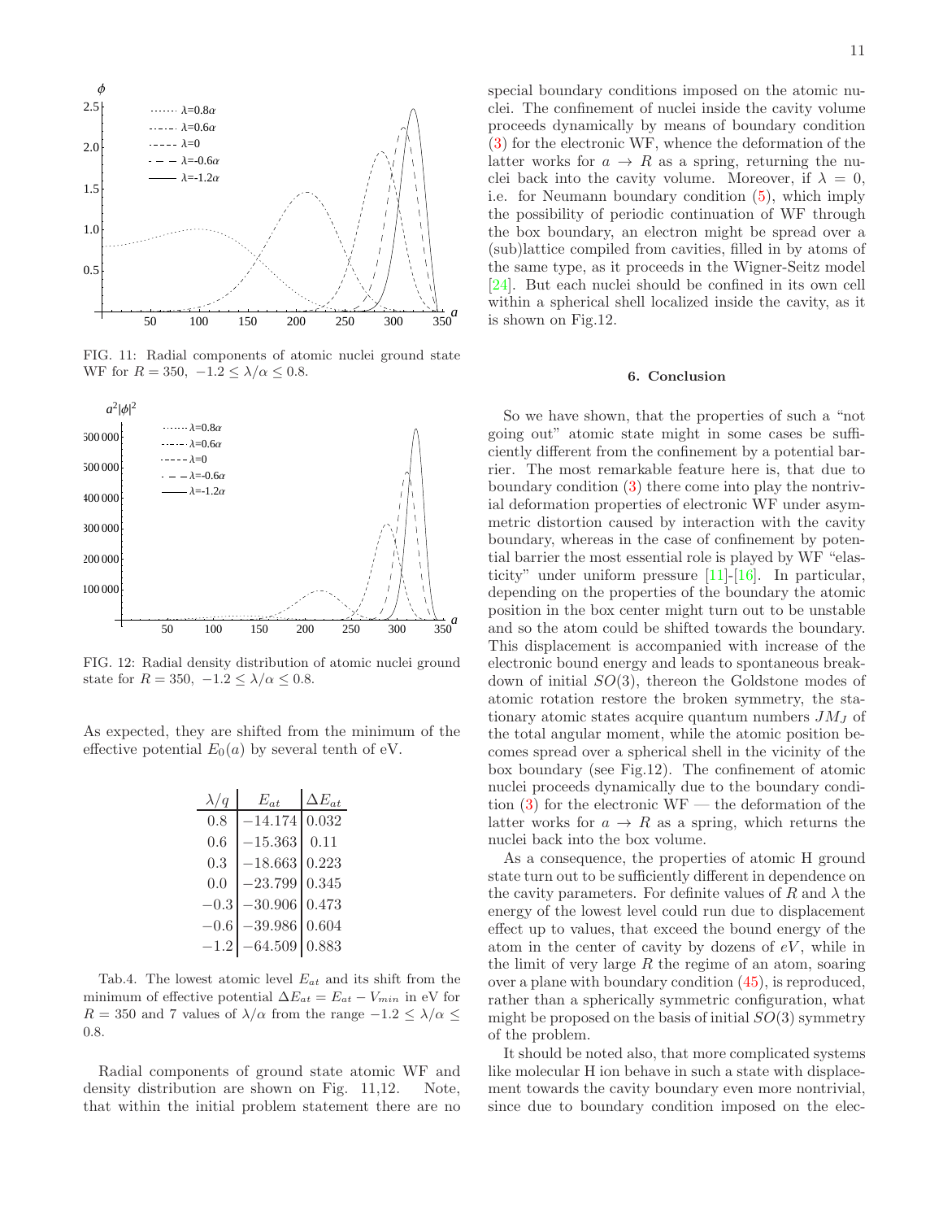FIG. 11: Radial components of atomic nuclei ground state WF for $R = 350,\ -1.2 \le \lambda/\alpha \le 0.8$.

FIG. 12: Radial density distribution of atomic nuclei ground state for $R = 350,\ -1.2 \le \lambda/\alpha \le 0.8$.

As expected, they are shifted from the minimum of the effective potential $E_0(a)$ by several tenth of eV.

| $\lambda/q$ | $E_{at}$ | $\Delta E_{at}$ |
|---|---|---|
| 0.8 | $-14.174$ | 0.032 |
| 0.6 | $-15.363$ | 0.11 |
| 0.3 | $-18.663$ | 0.223 |
| 0.0 | $-23.799$ | 0.345 |
| $-0.3$ | $-30.906$ | 0.473 |
| $-0.6$ | $-39.986$ | 0.604 |
| $-1.2$ | $-64.509$ | 0.883 |

Tab.4. The lowest atomic level $E_{at}$ and its shift from the minimum of effective potential $\Delta E_{at} = E_{at} - V_{min}$ in eV for $R = 350$ and 7 values of $\lambda/\alpha$ from the range $-1.2 \le \lambda/\alpha \le 0.8$.

Radial components of ground state atomic WF and density distribution are shown on Fig. 11,12. Note, that within the initial problem statement there are no special boundary conditions imposed on the atomic nuclei. The confinement of nuclei inside the cavity volume proceeds dynamically by means of boundary condition (3) for the electronic WF, whence the deformation of the latter works for $a \to R$ as a spring, returning the nuclei back into the cavity volume. Moreover, if $\lambda = 0$, i.e. for Neumann boundary condition (5), which imply the possibility of periodic continuation of WF through the box boundary, an electron might be spread over a (sub)lattice compiled from cavities, filled in by atoms of the same type, as it proceeds in the Wigner-Seitz model [24]. But each nuclei should be confined in its own cell within a spherical shell localized inside the cavity, as it is shown on Fig.12.

### 6. Conclusion

So we have shown, that the properties of such a "not going out" atomic state might in some cases be sufficiently different from the confinement by a potential barrier. The most remarkable feature here is, that due to boundary condition (3) there come into play the nontrivial deformation properties of electronic WF under asymmetric distortion caused by interaction with the cavity boundary, whereas in the case of confinement by potential barrier the most essential role is played by WF "elasticity" under uniform pressure [11]-[16]. In particular, depending on the properties of the boundary the atomic position in the box center might turn out to be unstable and so the atom could be shifted towards the boundary. This displacement is accompanied with increase of the electronic bound energy and leads to spontaneous breakdown of initial $SO(3)$, thereon the Goldstone modes of atomic rotation restore the broken symmetry, the stationary atomic states acquire quantum numbers $JM_J$ of the total angular moment, while the atomic position becomes spread over a spherical shell in the vicinity of the box boundary (see Fig.12). The confinement of atomic nuclei proceeds dynamically due to the boundary condition (3) for the electronic WF — the deformation of the latter works for $a \to R$ as a spring, which returns the nuclei back into the box volume.

As a consequence, the properties of atomic H ground state turn out to be sufficiently different in dependence on the cavity parameters. For definite values of $R$ and $\lambda$ the energy of the lowest level could run due to displacement effect up to values, that exceed the bound energy of the atom in the center of cavity by dozens of $eV$, while in the limit of very large $R$ the regime of an atom, soaring over a plane with boundary condition (45), is reproduced, rather than a spherically symmetric configuration, what might be proposed on the basis of initial $SO(3)$ symmetry of the problem.

It should be noted also, that more complicated systems like molecular H ion behave in such a state with displacement towards the cavity boundary even more nontrivial, since due to boundary condition imposed on the elec-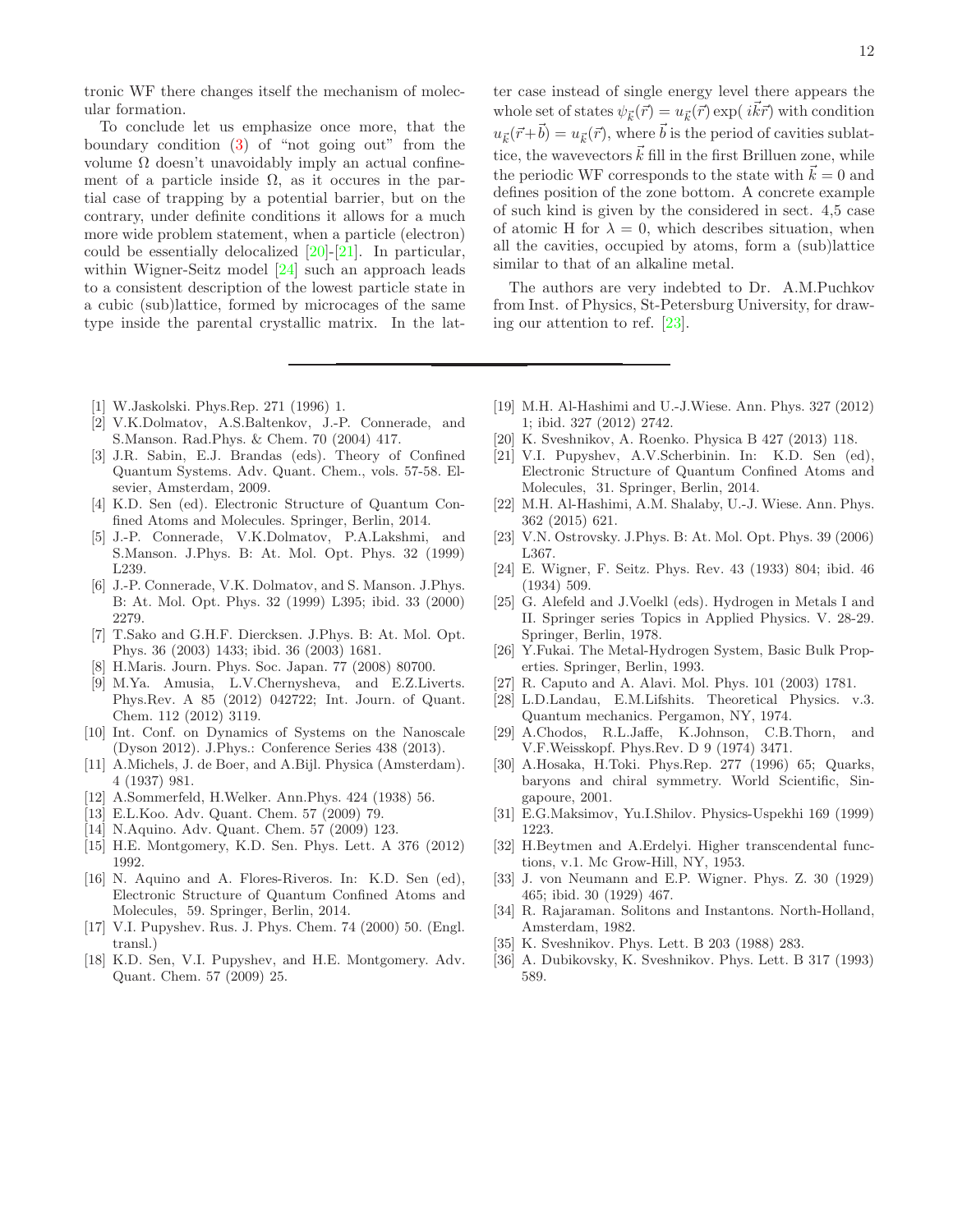tronic WF there changes itself the mechanism of molecular formation.

To conclude let us emphasize once more, that the boundary condition (3) of "not going out" from the volume $\Omega$ doesn't unavoidably imply an actual confinement of a particle inside $\Omega$, as it occures in the partial case of trapping by a potential barrier, but on the contrary, under definite conditions it allows for a much more wide problem statement, when a particle (electron) could be essentially delocalized [20]-[21]. In particular, within Wigner-Seitz model [24] such an approach leads to a consistent description of the lowest particle state in a cubic (sub)lattice, formed by microcages of the same type inside the parental crystallic matrix. In the latter case instead of single energy level there appears the whole set of states $\psi_{\vec{k}}(\vec{r}) = u_{\vec{k}}(\vec{r}) \exp( i\vec{k}\vec{r})$ with condition $u_{\vec{k}}(\vec{r}+\vec{b}) = u_{\vec{k}}(\vec{r})$, where $\vec{b}$ is the period of cavities sublattice, the wavevectors $\vec{k}$ fill in the first Brilluen zone, while the periodic WF corresponds to the state with $\vec{k} = 0$ and defines position of the zone bottom. A concrete example of such kind is given by the considered in sect. 4,5 case of atomic H for $\lambda = 0$, which describes situation, when all the cavities, occupied by atoms, form a (sub)lattice similar to that of an alkaline metal.

The authors are very indebted to Dr. A.M.Puchkov from Inst. of Physics, St-Petersburg University, for drawing our attention to ref. [23].

---

[1] W.Jaskolski. Phys.Rep. 271 (1996) 1.

[2] V.K.Dolmatov, A.S.Baltenkov, J.-P. Connerade, and S.Manson. Rad.Phys. & Chem. 70 (2004) 417.

[3] J.R. Sabin, E.J. Brandas (eds). Theory of Confined Quantum Systems. Adv. Quant. Chem., vols. 57-58. Elsevier, Amsterdam, 2009.

[4] K.D. Sen (ed). Electronic Structure of Quantum Confined Atoms and Molecules. Springer, Berlin, 2014.

[5] J.-P. Connerade, V.K.Dolmatov, P.A.Lakshmi, and S.Manson. J.Phys. B: At. Mol. Opt. Phys. 32 (1999) L239.

[6] J.-P. Connerade, V.K. Dolmatov, and S. Manson. J.Phys. B: At. Mol. Opt. Phys. 32 (1999) L395; ibid. 33 (2000) 2279.

[7] T.Sako and G.H.F. Diercksen. J.Phys. B: At. Mol. Opt. Phys. 36 (2003) 1433; ibid. 36 (2003) 1681.

[8] H.Maris. Journ. Phys. Soc. Japan. 77 (2008) 80700.

[9] M.Ya. Amusia, L.V.Chernysheva, and E.Z.Liverts. Phys.Rev. A 85 (2012) 042722; Int. Journ. of Quant. Chem. 112 (2012) 3119.

[10] Int. Conf. on Dynamics of Systems on the Nanoscale (Dyson 2012). J.Phys.: Conference Series 438 (2013).

[11] A.Michels, J. de Boer, and A.Bijl. Physica (Amsterdam). 4 (1937) 981.

[12] A.Sommerfeld, H.Welker. Ann.Phys. 424 (1938) 56.

[13] E.L.Koo. Adv. Quant. Chem. 57 (2009) 79.

[14] N.Aquino. Adv. Quant. Chem. 57 (2009) 123.

[15] H.E. Montgomery, K.D. Sen. Phys. Lett. A 376 (2012) 1992.

[16] N. Aquino and A. Flores-Riveros. In: K.D. Sen (ed), Electronic Structure of Quantum Confined Atoms and Molecules, 59. Springer, Berlin, 2014.

[17] V.I. Pupyshev. Rus. J. Phys. Chem. 74 (2000) 50. (Engl. transl.)

[18] K.D. Sen, V.I. Pupyshev, and H.E. Montgomery. Adv. Quant. Chem. 57 (2009) 25.

[19] M.H. Al-Hashimi and U.-J.Wiese. Ann. Phys. 327 (2012) 1; ibid. 327 (2012) 2742.

[20] K. Sveshnikov, A. Roenko. Physica B 427 (2013) 118.

[21] V.I. Pupyshev, A.V.Scherbinin. In: K.D. Sen (ed), Electronic Structure of Quantum Confined Atoms and Molecules, 31. Springer, Berlin, 2014.

[22] M.H. Al-Hashimi, A.M. Shalaby, U.-J. Wiese. Ann. Phys. 362 (2015) 621.

[23] V.N. Ostrovsky. J.Phys. B: At. Mol. Opt. Phys. 39 (2006) L367.

[24] E. Wigner, F. Seitz. Phys. Rev. 43 (1933) 804; ibid. 46 (1934) 509.

[25] G. Alefeld and J.Voelkl (eds). Hydrogen in Metals I and II. Springer series Topics in Applied Physics. V. 28-29. Springer, Berlin, 1978.

[26] Y.Fukai. The Metal-Hydrogen System, Basic Bulk Properties. Springer, Berlin, 1993.

[27] R. Caputo and A. Alavi. Mol. Phys. 101 (2003) 1781.

[28] L.D.Landau, E.M.Lifshits. Theoretical Physics. v.3. Quantum mechanics. Pergamon, NY, 1974.

[29] A.Chodos, R.L.Jaffe, K.Johnson, C.B.Thorn, and V.F.Weisskopf. Phys.Rev. D 9 (1974) 3471.

[30] A.Hosaka, H.Toki. Phys.Rep. 277 (1996) 65; Quarks, baryons and chiral symmetry. World Scientific, Singapoure, 2001.

[31] E.G.Maksimov, Yu.I.Shilov. Physics-Uspekhi 169 (1999) 1223.

[32] H.Beytmen and A.Erdelyi. Higher transcendental functions, v.1. Mc Grow-Hill, NY, 1953.

[33] J. von Neumann and E.P. Wigner. Phys. Z. 30 (1929) 465; ibid. 30 (1929) 467.

[34] R. Rajaraman. Solitons and Instantons. North-Holland, Amsterdam, 1982.

[35] K. Sveshnikov. Phys. Lett. B 203 (1988) 283.

[36] A. Dubikovsky, K. Sveshnikov. Phys. Lett. B 317 (1993) 589.